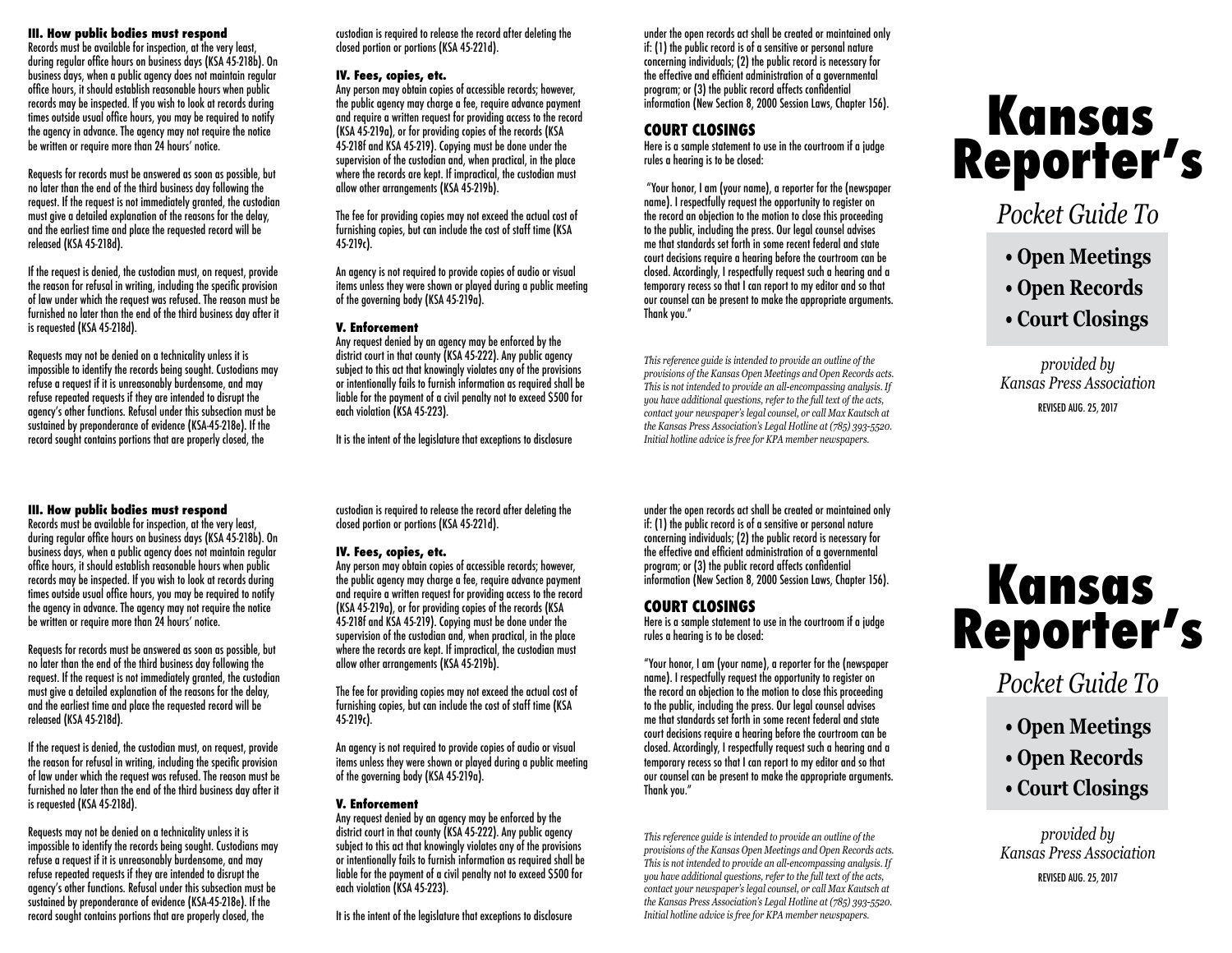### III. How public bodies must respond

Records must be available for inspection, at the very least, during regular office hours on business days (KSA 45-218b). On business days, when a public agency does not maintain regular office hours, it should establish reasonable hours when public records may be inspected. If you wish to look at records during times outside usual office hours, you may be required to notify the agency in advance. The agency may not require the notice be written or require more than 24 hours' notice.

Requests for records must be answered as soon as possible, but no later than the end of the third business day following the request. If the request is not immediately granted, the custodian must give a detailed explanation of the reasons for the delay, and the earliest time and place the requested record will be released (KSA 45-218d).

If the request is denied, the custodian must, on request, provide the reason for refusal in writing, including the specific provision of law under which the request was refused. The reason must be furnished no later than the end of the third business day after it is requested (KSA 45-218d).

Requests may not be denied on a technicality unless it is impossible to identify the records being sought. Custodians may refuse a request if it is unreasonably burdensome, and may refuse repeated requests if they are intended to disrupt the agency's other functions. Refusal under this subsection must be sustained by preponderance of evidence (KSA-45-218e). If the record sought contains portions that are properly closed, the custodian is required to release the record after deleting the closed portion or portions (KSA 45-221d).

### IV. Fees, copies, etc.

Any person may obtain copies of accessible records; however, the public agency may charge a fee, require advance payment and require a written request for providing access to the record (KSA 45-219a), or for providing copies of the records (KSA 45-218f and KSA 45-219). Copying must be done under the supervision of the custodian and, when practical, in the place where the records are kept. If impractical, the custodian must allow other arrangements (KSA 45-219b).

The fee for providing copies may not exceed the actual cost of furnishing copies, but can include the cost of staff time (KSA 45-219c).

An agency is not required to provide copies of audio or visual items unless they were shown or played during a public meeting of the governing body (KSA 45-219a).

### V. Enforcement

Any request denied by an agency may be enforced by the district court in that county (KSA 45-222). Any public agency subject to this act that knowingly violates any of the provisions or intentionally fails to furnish information as required shall be liable for the payment of a civil penalty not to exceed $500 for each violation (KSA 45-223).

It is the intent of the legislature that exceptions to disclosure under the open records act shall be created or maintained only if: (1) the public record is of a sensitive or personal nature concerning individuals; (2) the public record is necessary for the effective and efficient administration of a governmental program; or (3) the public record affects confidential information (New Section 8, 2000 Session Laws, Chapter 156).

## COURT CLOSINGS

Here is a sample statement to use in the courtroom if a judge rules a hearing is to be closed:

"Your honor, I am (your name), a reporter for the (newspaper name). I respectfully request the opportunity to register on the record an objection to the motion to close this proceeding to the public, including the press. Our legal counsel advises me that standards set forth in some recent federal and state court decisions require a hearing before the courtroom can be closed. Accordingly, I respectfully request such a hearing and a temporary recess so that I can report to my editor and so that our counsel can be present to make the appropriate arguments. Thank you."

*This reference guide is intended to provide an outline of the provisions of the Kansas Open Meetings and Open Records acts. This is not intended to provide an all-encompassing analysis. If you have additional questions, refer to the full text of the acts, contact your newspaper's legal counsel, or call Max Kautsch at the Kansas Press Association's Legal Hotline at (785) 393-5520. Initial hotline advice is free for KPA member newspapers.*

# Kansas Reporter's

*Pocket Guide To*

- **Open Meetings**
- **Open Records**
- **Court Closings**

*provided by Kansas Press Association*

REVISED AUG. 25, 2017

### III. How public bodies must respond

Records must be available for inspection, at the very least, during regular office hours on business days (KSA 45-218b). On business days, when a public agency does not maintain regular office hours, it should establish reasonable hours when public records may be inspected. If you wish to look at records during times outside usual office hours, you may be required to notify the agency in advance. The agency may not require the notice be written or require more than 24 hours' notice.

Requests for records must be answered as soon as possible, but no later than the end of the third business day following the request. If the request is not immediately granted, the custodian must give a detailed explanation of the reasons for the delay, and the earliest time and place the requested record will be released (KSA 45-218d).

If the request is denied, the custodian must, on request, provide the reason for refusal in writing, including the specific provision of law under which the request was refused. The reason must be furnished no later than the end of the third business day after it is requested (KSA 45-218d).

Requests may not be denied on a technicality unless it is impossible to identify the records being sought. Custodians may refuse a request if it is unreasonably burdensome, and may refuse repeated requests if they are intended to disrupt the agency's other functions. Refusal under this subsection must be sustained by preponderance of evidence (KSA-45-218e). If the record sought contains portions that are properly closed, the custodian is required to release the record after deleting the closed portion or portions (KSA 45-221d).

### IV. Fees, copies, etc.

Any person may obtain copies of accessible records; however, the public agency may charge a fee, require advance payment and require a written request for providing access to the record (KSA 45-219a), or for providing copies of the records (KSA 45-218f and KSA 45-219). Copying must be done under the supervision of the custodian and, when practical, in the place where the records are kept. If impractical, the custodian must allow other arrangements (KSA 45-219b).

The fee for providing copies may not exceed the actual cost of furnishing copies, but can include the cost of staff time (KSA 45-219c).

An agency is not required to provide copies of audio or visual items unless they were shown or played during a public meeting of the governing body (KSA 45-219a).

### V. Enforcement

Any request denied by an agency may be enforced by the district court in that county (KSA 45-222). Any public agency subject to this act that knowingly violates any of the provisions or intentionally fails to furnish information as required shall be liable for the payment of a civil penalty not to exceed $500 for each violation (KSA 45-223).

It is the intent of the legislature that exceptions to disclosure under the open records act shall be created or maintained only if: (1) the public record is of a sensitive or personal nature concerning individuals; (2) the public record is necessary for the effective and efficient administration of a governmental program; or (3) the public record affects confidential information (New Section 8, 2000 Session Laws, Chapter 156).

## COURT CLOSINGS

Here is a sample statement to use in the courtroom if a judge rules a hearing is to be closed:

"Your honor, I am (your name), a reporter for the (newspaper name). I respectfully request the opportunity to register on the record an objection to the motion to close this proceeding to the public, including the press. Our legal counsel advises me that standards set forth in some recent federal and state court decisions require a hearing before the courtroom can be closed. Accordingly, I respectfully request such a hearing and a temporary recess so that I can report to my editor and so that our counsel can be present to make the appropriate arguments. Thank you."

*This reference guide is intended to provide an outline of the provisions of the Kansas Open Meetings and Open Records acts. This is not intended to provide an all-encompassing analysis. If you have additional questions, refer to the full text of the acts, contact your newspaper's legal counsel, or call Max Kautsch at the Kansas Press Association's Legal Hotline at (785) 393-5520. Initial hotline advice is free for KPA member newspapers.*

# Kansas Reporter's

*Pocket Guide To*

- **Open Meetings**
- **Open Records**
- **Court Closings**

*provided by Kansas Press Association*

REVISED AUG. 25, 2017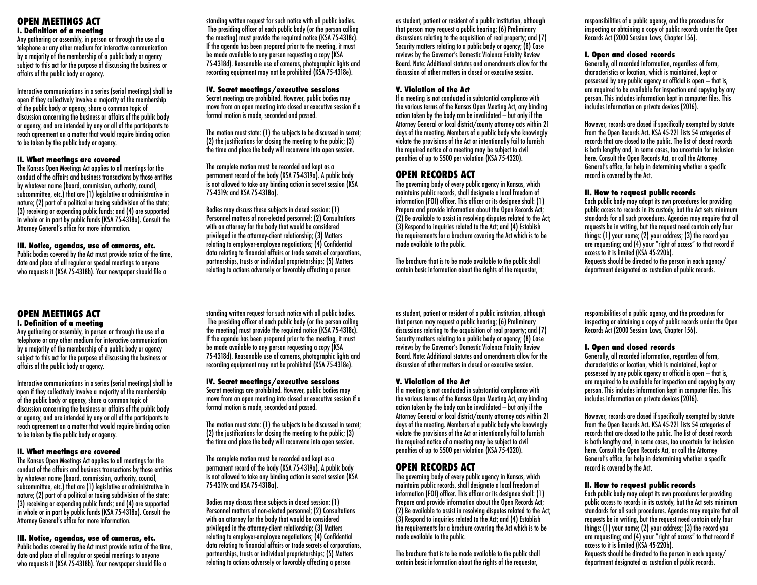# OPEN MEETINGS ACT

## I. Definition of a meeting

Any gathering or assembly, in person or through the use of a telephone or any other medium for interactive communication by a majority of the membership of a public body or agency subject to this act for the purpose of discussing the business or affairs of the public body or agency.

Interactive communications in a series (serial meetings) shall be open if they collectively involve a majority of the membership of the public body or agency, share a common topic of discussion concerning the business or affairs of the public body or agency, and are intended by any or all of the participants to reach agreement on a matter that would require binding action to be taken by the public body or agency.

## II. What meetings are covered

The Kansas Open Meetings Act applies to all meetings for the conduct of the affairs and business transactions by those entities by whatever name (board, commission, authority, council, subcommittee, etc.) that are (1) legislative or administrative in nature; (2) part of a political or taxing subdivision of the state; (3) receiving or expending public funds; and (4) are supported in whole or in part by public funds (KSA 75-4318a). Consult the Attorney General's office for more information.

## III. Notice, agendas, use of cameras, etc.

Public bodies covered by the Act must provide notice of the time, date and place of all regular or special meetings to anyone who requests it (KSA 75-4318b). Your newspaper should file a standing written request for such notice with all public bodies. The presiding officer of each public body (or the person calling the meeting) must provide the required notice (KSA 75-4318c). If the agenda has been prepared prior to the meeting, it must be made available to any person requesting a copy (KSA 75-4318d). Reasonable use of cameras, photographic lights and recording equipment may not be prohibited (KSA 75-4318e).

## IV. Secret meetings/executive sessions

Secret meetings are prohibited. However, public bodies may move from an open meeting into closed or executive session if a formal motion is made, seconded and passed.

The motion must state: (1) the subjects to be discussed in secret; (2) the justifications for closing the meeting to the public; (3) the time and place the body will reconvene into open session.

The complete motion must be recorded and kept as a permanent record of the body (KSA 75-4319a). A public body is not allowed to take any binding action in secret session (KSA 75-4319c and KSA 75-4318a).

Bodies may discuss these subjects in closed session: (1) Personnel matters of non-elected personnel; (2) Consultations with an attorney for the body that would be considered privileged in the attorney-client relationship; (3) Matters relating to employer-employee negotiations; (4) Confidential data relating to financial affairs or trade secrets of corporations, partnerships, trusts or individual proprietorships; (5) Matters relating to actions adversely or favorably affecting a person as student, patient or resident of a public institution, although that person may request a public hearing; (6) Preliminary discussions relating to the acquisition of real property; and (7) Security matters relating to a public body or agency; (8) Case reviews by the Governor's Domestic Violence Fatality Review Board. Note: Additional statutes and amendments allow for the discussion of other matters in closed or executive session.

## V. Violation of the Act

If a meeting is not conducted in substantial compliance with the various terms of the Kansas Open Meeting Act, any binding action taken by the body can be invalidated – but only if the Attorney General or local district/county attorney acts within 21 days of the meeting. Members of a public body who knowingly violate the provisions of the Act or intentionally fail to furnish the required notice of a meeting may be subject to civil penalties of up to $500 per violation (KSA 75-4320).

# OPEN RECORDS ACT

The governing body of every public agency in Kansas, which maintains public records, shall designate a local freedom of information (FOI) officer. This officer or its designee shall: (1) Prepare and provide information about the Open Records Act; (2) Be available to assist in resolving disputes related to the Act; (3) Respond to inquiries related to the Act; and (4) Establish the requirements for a brochure covering the Act which is to be made available to the public.

The brochure that is to be made available to the public shall contain basic information about the rights of the requestor, responsibilities of a public agency, and the procedures for inspecting or obtaining a copy of public records under the Open Records Act (2000 Session Laws, Chapter 156).

## I. Open and closed records

Generally, all recorded information, regardless of form, characteristics or location, which is maintained, kept or possessed by any public agency or official is open – that is, are required to be available for inspection and copying by any person. This includes information kept in computer files. This includes information on private devices (2016).

However, records are closed if specifically exempted by statute from the Open Records Act. KSA 45-221 lists 54 categories of records that are closed to the public. The list of closed records is both lengthy and, in some cases, too uncertain for inclusion here. Consult the Open Records Act, or call the Attorney General's office, for help in determining whether a specific record is covered by the Act.

## II. How to request public records

Each public body may adopt its own procedures for providing public access to records in its custody, but the Act sets minimum standards for all such procedures. Agencies may require that all requests be in writing, but the request need contain only four things: (1) your name; (2) your address; (3) the record you are requesting; and (4) your "right of access" to that record if access to it is limited (KSA 45-220b).
Requests should be directed to the person in each agency/department designated as custodian of public records.

# OPEN MEETINGS ACT

## I. Definition of a meeting

Any gathering or assembly, in person or through the use of a telephone or any other medium for interactive communication by a majority of the membership of a public body or agency subject to this act for the purpose of discussing the business or affairs of the public body or agency.

Interactive communications in a series (serial meetings) shall be open if they collectively involve a majority of the membership of the public body or agency, share a common topic of discussion concerning the business or affairs of the public body or agency, and are intended by any or all of the participants to reach agreement on a matter that would require binding action to be taken by the public body or agency.

## II. What meetings are covered

The Kansas Open Meetings Act applies to all meetings for the conduct of the affairs and business transactions by those entities by whatever name (board, commission, authority, council, subcommittee, etc.) that are (1) legislative or administrative in nature; (2) part of a political or taxing subdivision of the state; (3) receiving or expending public funds; and (4) are supported in whole or in part by public funds (KSA 75-4318a). Consult the Attorney General's office for more information.

## III. Notice, agendas, use of cameras, etc.

Public bodies covered by the Act must provide notice of the time, date and place of all regular or special meetings to anyone who requests it (KSA 75-4318b). Your newspaper should file a standing written request for such notice with all public bodies. The presiding officer of each public body (or the person calling the meeting) must provide the required notice (KSA 75-4318c). If the agenda has been prepared prior to the meeting, it must be made available to any person requesting a copy (KSA 75-4318d). Reasonable use of cameras, photographic lights and recording equipment may not be prohibited (KSA 75-4318e).

## IV. Secret meetings/executive sessions

Secret meetings are prohibited. However, public bodies may move from an open meeting into closed or executive session if a formal motion is made, seconded and passed.

The motion must state: (1) the subjects to be discussed in secret; (2) the justifications for closing the meeting to the public; (3) the time and place the body will reconvene into open session.

The complete motion must be recorded and kept as a permanent record of the body (KSA 75-4319a). A public body is not allowed to take any binding action in secret session (KSA 75-4319c and KSA 75-4318a).

Bodies may discuss these subjects in closed session: (1) Personnel matters of non-elected personnel; (2) Consultations with an attorney for the body that would be considered privileged in the attorney-client relationship; (3) Matters relating to employer-employee negotiations; (4) Confidential data relating to financial affairs or trade secrets of corporations, partnerships, trusts or individual proprietorships; (5) Matters relating to actions adversely or favorably affecting a person as student, patient or resident of a public institution, although that person may request a public hearing; (6) Preliminary discussions relating to the acquisition of real property; and (7) Security matters relating to a public body or agency; (8) Case reviews by the Governor's Domestic Violence Fatality Review Board. Note: Additional statutes and amendments allow for the discussion of other matters in closed or executive session.

## V. Violation of the Act

If a meeting is not conducted in substantial compliance with the various terms of the Kansas Open Meeting Act, any binding action taken by the body can be invalidated – but only if the Attorney General or local district/county attorney acts within 21 days of the meeting. Members of a public body who knowingly violate the provisions of the Act or intentionally fail to furnish the required notice of a meeting may be subject to civil penalties of up to $500 per violation (KSA 75-4320).

# OPEN RECORDS ACT

The governing body of every public agency in Kansas, which maintains public records, shall designate a local freedom of information (FOI) officer. This officer or its designee shall: (1) Prepare and provide information about the Open Records Act; (2) Be available to assist in resolving disputes related to the Act; (3) Respond to inquiries related to the Act; and (4) Establish the requirements for a brochure covering the Act which is to be made available to the public.

The brochure that is to be made available to the public shall contain basic information about the rights of the requestor, responsibilities of a public agency, and the procedures for inspecting or obtaining a copy of public records under the Open Records Act (2000 Session Laws, Chapter 156).

## I. Open and closed records

Generally, all recorded information, regardless of form, characteristics or location, which is maintained, kept or possessed by any public agency or official is open – that is, are required to be available for inspection and copying by any person. This includes information kept in computer files. This includes information on private devices (2016).

However, records are closed if specifically exempted by statute from the Open Records Act. KSA 45-221 lists 54 categories of records that are closed to the public. The list of closed records is both lengthy and, in some cases, too uncertain for inclusion here. Consult the Open Records Act, or call the Attorney General's office, for help in determining whether a specific record is covered by the Act.

## II. How to request public records

Each public body may adopt its own procedures for providing public access to records in its custody, but the Act sets minimum standards for all such procedures. Agencies may require that all requests be in writing, but the request need contain only four things: (1) your name; (2) your address; (3) the record you are requesting; and (4) your "right of access" to that record if access to it is limited (KSA 45-220b).
Requests should be directed to the person in each agency/department designated as custodian of public records.